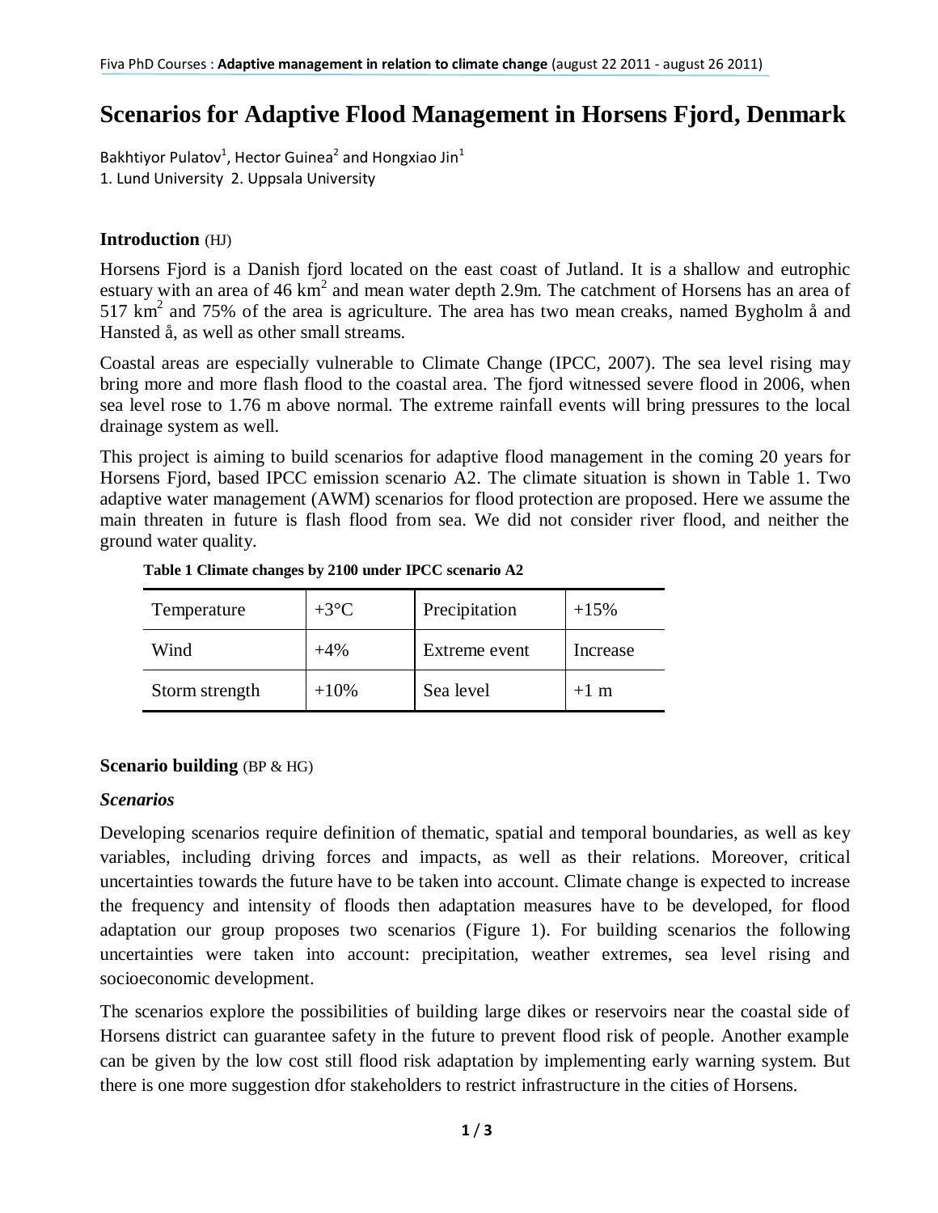# Scenarios for Adaptive Flood Management in Horsens Fjord, Denmark

Bakhtiyor Pulatov[1], Hector Guinea[2] and Hongxiao Jin[1]

1. Lund University 2. Uppsala University

## Introduction (HJ)

Horsens Fjord is a Danish fjord located on the east coast of Jutland. It is a shallow and eutrophic estuary with an area of 46 $km^2$ and mean water depth 2.9m. The catchment of Horsens has an area of 517 $km^2$ and 75% of the area is agriculture. The area has two mean creaks, named Bygholm å and Hansted å, as well as other small streams.

Coastal areas are especially vulnerable to Climate Change (IPCC, 2007). The sea level rising may bring more and more flash flood to the coastal area. The fjord witnessed severe flood in 2006, when sea level rose to 1.76 m above normal. The extreme rainfall events will bring pressures to the local drainage system as well.

This project is aiming to build scenarios for adaptive flood management in the coming 20 years for Horsens Fjord, based IPCC emission scenario A2. The climate situation is shown in Table 1. Two adaptive water management (AWM) scenarios for flood protection are proposed. Here we assume the main threaten in future is flash flood from sea. We did not consider river flood, and neither the ground water quality.

**Table 1 Climate changes by 2100 under IPCC scenario A2**

| Temperature | +3°C | Precipitation | +15% |
|---|---|---|---|
| Wind | +4% | Extreme event | Increase |
| Storm strength | +10% | Sea level | +1 m |

## Scenario building (BP & HG)

### *Scenarios*

Developing scenarios require definition of thematic, spatial and temporal boundaries, as well as key variables, including driving forces and impacts, as well as their relations. Moreover, critical uncertainties towards the future have to be taken into account. Climate change is expected to increase the frequency and intensity of floods then adaptation measures have to be developed, for flood adaptation our group proposes two scenarios (Figure 1). For building scenarios the following uncertainties were taken into account: precipitation, weather extremes, sea level rising and socioeconomic development.

The scenarios explore the possibilities of building large dikes or reservoirs near the coastal side of Horsens district can guarantee safety in the future to prevent flood risk of people. Another example can be given by the low cost still flood risk adaptation by implementing early warning system. But there is one more suggestion dfor stakeholders to restrict infrastructure in the cities of Horsens.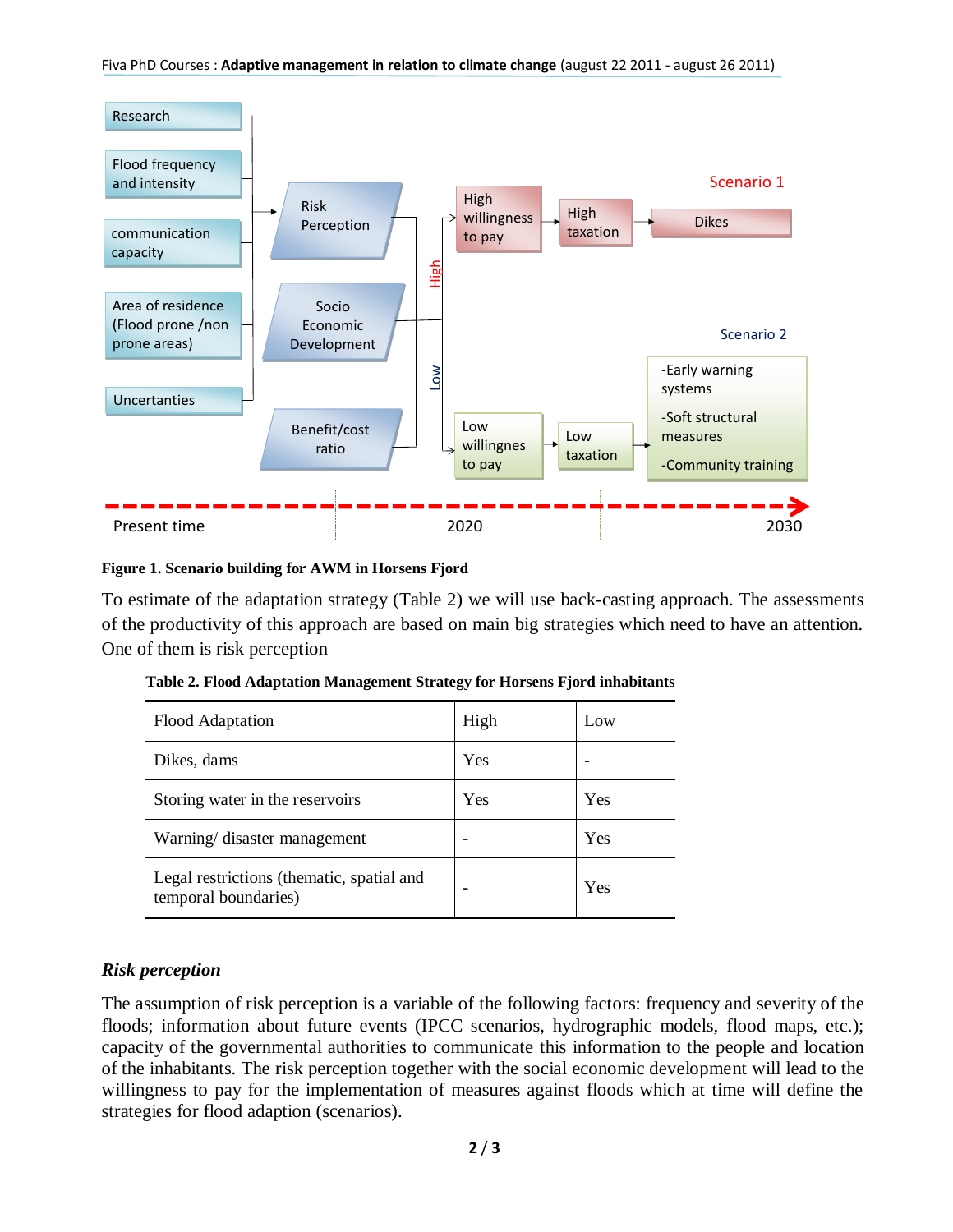Research

Flood frequency and intensity

communication capacity

Area of residence (Flood prone /non prone areas)

Uncertainties

Risk Perception

Socio Economic Development

Benefit/cost ratio

High

Low

High willingness to pay

High taxation

Dikes

Scenario 1

Scenario 2

Low willingnes to pay

Low taxation

-Early warning systems

-Soft structural measures

-Community training

Present time

2020

2030

**Figure 1. Scenario building for AWM in Horsens Fjord**

To estimate of the adaptation strategy (Table 2) we will use back-casting approach. The assessments of the productivity of this approach are based on main big strategies which need to have an attention. One of them is risk perception

**Table 2. Flood Adaptation Management Strategy for Horsens Fjord inhabitants**

| Flood Adaptation | High | Low |
|---|---|---|
| Dikes, dams | Yes | - |
| Storing water in the reservoirs | Yes | Yes |
| Warning/ disaster management | - | Yes |
| Legal restrictions (thematic, spatial and temporal boundaries) | - | Yes |

### *Risk perception*

The assumption of risk perception is a variable of the following factors: frequency and severity of the floods; information about future events (IPCC scenarios, hydrographic models, flood maps, etc.); capacity of the governmental authorities to communicate this information to the people and location of the inhabitants. The risk perception together with the social economic development will lead to the willingness to pay for the implementation of measures against floods which at time will define the strategies for flood adaption (scenarios).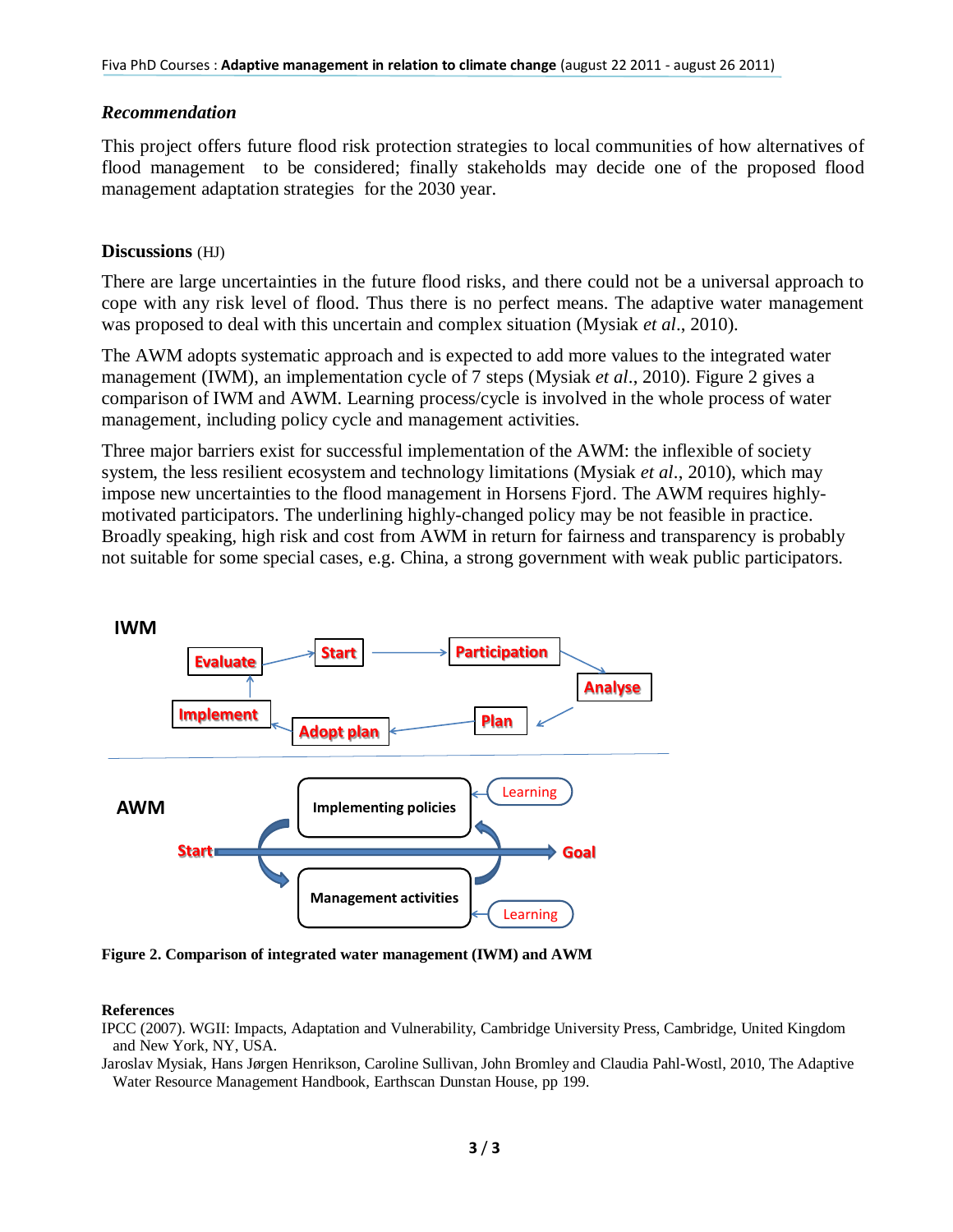### *Recommendation*

This project offers future flood risk protection strategies to local communities of how alternatives of flood management to be considered; finally stakeholds may decide one of the proposed flood management adaptation strategies for the 2030 year.

### **Discussions** (HJ)

There are large uncertainties in the future flood risks, and there could not be a universal approach to cope with any risk level of flood. Thus there is no perfect means. The adaptive water management was proposed to deal with this uncertain and complex situation (Mysiak *et al*., 2010).

The AWM adopts systematic approach and is expected to add more values to the integrated water management (IWM), an implementation cycle of 7 steps (Mysiak *et al*., 2010). Figure 2 gives a comparison of IWM and AWM. Learning process/cycle is involved in the whole process of water management, including policy cycle and management activities.

Three major barriers exist for successful implementation of the AWM: the inflexible of society system, the less resilient ecosystem and technology limitations (Mysiak *et al*., 2010), which may impose new uncertainties to the flood management in Horsens Fjord. The AWM requires highly-motivated participators. The underlining highly-changed policy may be not feasible in practice. Broadly speaking, high risk and cost from AWM in return for fairness and transparency is probably not suitable for some special cases, e.g. China, a strong government with weak public participators.

IWM

Evaluate

Start

Participation

Analyse

Plan

Adopt plan

Implement

AWM

Implementing policies

Learning

Start

Goal

Management activities

Learning

**Figure 2. Comparison of integrated water management (IWM) and AWM**

**References**

IPCC (2007). WGII: Impacts, Adaptation and Vulnerability, Cambridge University Press, Cambridge, United Kingdom and New York, NY, USA.

Jaroslav Mysiak, Hans Jørgen Henrikson, Caroline Sullivan, John Bromley and Claudia Pahl-Wostl, 2010, The Adaptive Water Resource Management Handbook, Earthscan Dunstan House, pp 199.